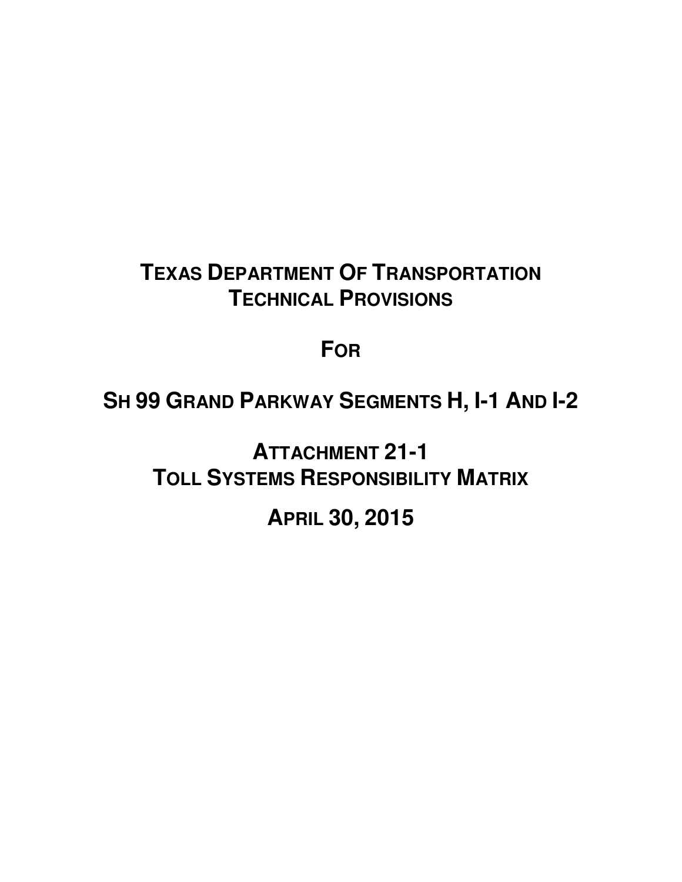# TEXAS DEPARTMENT OF TRANSPORTATION TECHNICAL PROVISIONS

# FOR

# SH 99 GRAND PARKWAY SEGMENTS H, I-1 AND I-2

# ATTACHMENT 21-1 TOLL SYSTEMS RESPONSIBILITY MATRIX

# APRIL 30, 2015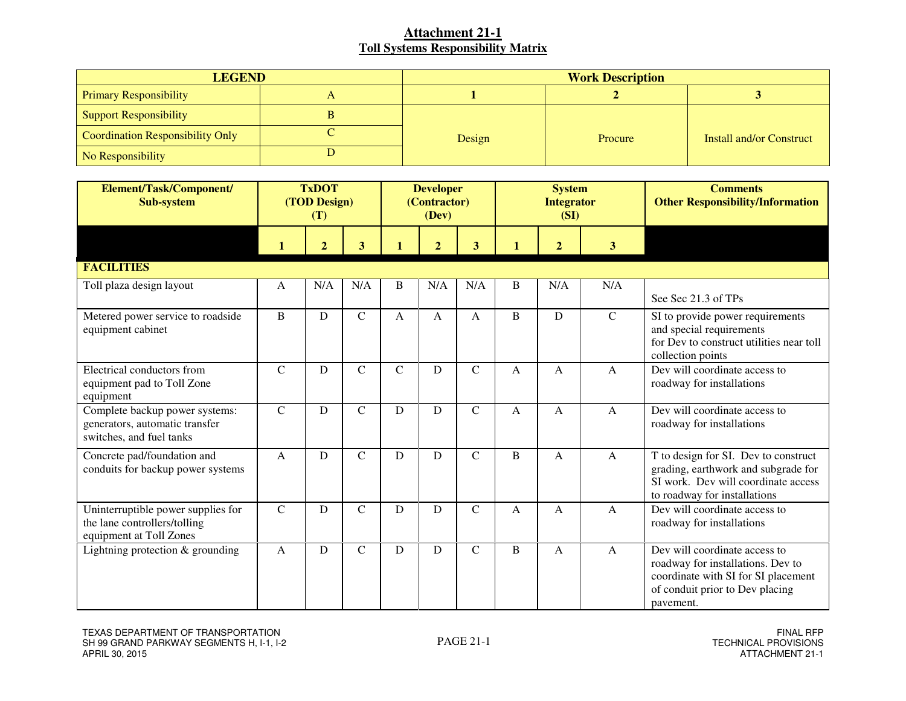# Attachment 21-1
## Toll Systems Responsibility Matrix

| LEGEND | | Work Description | | |
|---|---|---|---|---|
| Primary Responsibility | A | 1 | 2 | 3 |
| Support Responsibility | B | Design | Procure | Install and/or Construct |
| Coordination Responsibility Only | C | | | |
| No Responsibility | D | | | |

| Element/Task/Component/ Sub-system | TxDOT (TOD Design) (T) | | | Developer (Contractor) (Dev) | | | System Integrator (SI) | | | Comments Other Responsibility/Information |
|---|---|---|---|---|---|---|---|---|---|---|
| | 1 | 2 | 3 | 1 | 2 | 3 | 1 | 2 | 3 | |
| **FACILITIES** | | | | | | | | | | |
| Toll plaza design layout | A | N/A | N/A | B | N/A | N/A | B | N/A | N/A | See Sec 21.3 of TPs |
| Metered power service to roadside equipment cabinet | B | D | C | A | A | A | B | D | C | SI to provide power requirements and special requirements for Dev to construct utilities near toll collection points |
| Electrical conductors from equipment pad to Toll Zone equipment | C | D | C | C | D | C | A | A | A | Dev will coordinate access to roadway for installations |
| Complete backup power systems: generators, automatic transfer switches, and fuel tanks | C | D | C | D | D | C | A | A | A | Dev will coordinate access to roadway for installations |
| Concrete pad/foundation and conduits for backup power systems | A | D | C | D | D | C | B | A | A | T to design for SI. Dev to construct grading, earthwork and subgrade for SI work. Dev will coordinate access to roadway for installations |
| Uninterruptible power supplies for the lane controllers/tolling equipment at Toll Zones | C | D | C | D | D | C | A | A | A | Dev will coordinate access to roadway for installations |
| Lightning protection & grounding | A | D | C | D | D | C | B | A | A | Dev will coordinate access to roadway for installations. Dev to coordinate with SI for SI placement of conduit prior to Dev placing pavement. |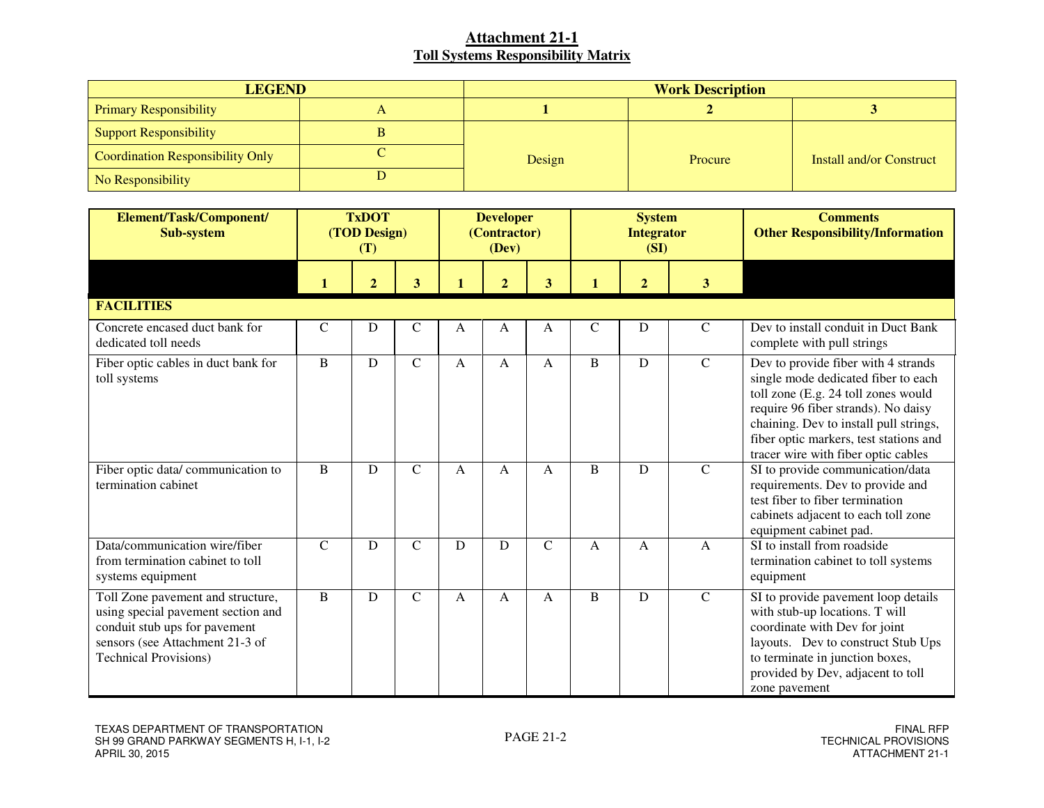# Attachment 21-1
## Toll Systems Responsibility Matrix

| LEGEND | | Work Description | | |
|---|---|---|---|---|
| Primary Responsibility | A | 1 | 2 | 3 |
| Support Responsibility | B | Design | Procure | Install and/or Construct |
| Coordination Responsibility Only | C | | | |
| No Responsibility | D | | | |

| Element/Task/Component/ Sub-system | TxDOT (TOD Design) (T) | | | Developer (Contractor) (Dev) | | | System Integrator (SI) | | | Comments Other Responsibility/Information |
|---|---|---|---|---|---|---|---|---|---|---|
| | 1 | 2 | 3 | 1 | 2 | 3 | 1 | 2 | 3 | |
| **FACILITIES** | | | | | | | | | | |
| Concrete encased duct bank for dedicated toll needs | C | D | C | A | A | A | C | D | C | Dev to install conduit in Duct Bank complete with pull strings |
| Fiber optic cables in duct bank for toll systems | B | D | C | A | A | A | B | D | C | Dev to provide fiber with 4 strands single mode dedicated fiber to each toll zone (E.g. 24 toll zones would require 96 fiber strands). No daisy chaining. Dev to install pull strings, fiber optic markers, test stations and tracer wire with fiber optic cables |
| Fiber optic data/ communication to termination cabinet | B | D | C | A | A | A | B | D | C | SI to provide communication/data requirements. Dev to provide and test fiber to fiber termination cabinets adjacent to each toll zone equipment cabinet pad. |
| Data/communication wire/fiber from termination cabinet to toll systems equipment | C | D | C | D | D | C | A | A | A | SI to install from roadside termination cabinet to toll systems equipment |
| Toll Zone pavement and structure, using special pavement section and conduit stub ups for pavement sensors (see Attachment 21-3 of Technical Provisions) | B | D | C | A | A | A | B | D | C | SI to provide pavement loop details with stub-up locations. T will coordinate with Dev for joint layouts. Dev to construct Stub Ups to terminate in junction boxes, provided by Dev, adjacent to toll zone pavement |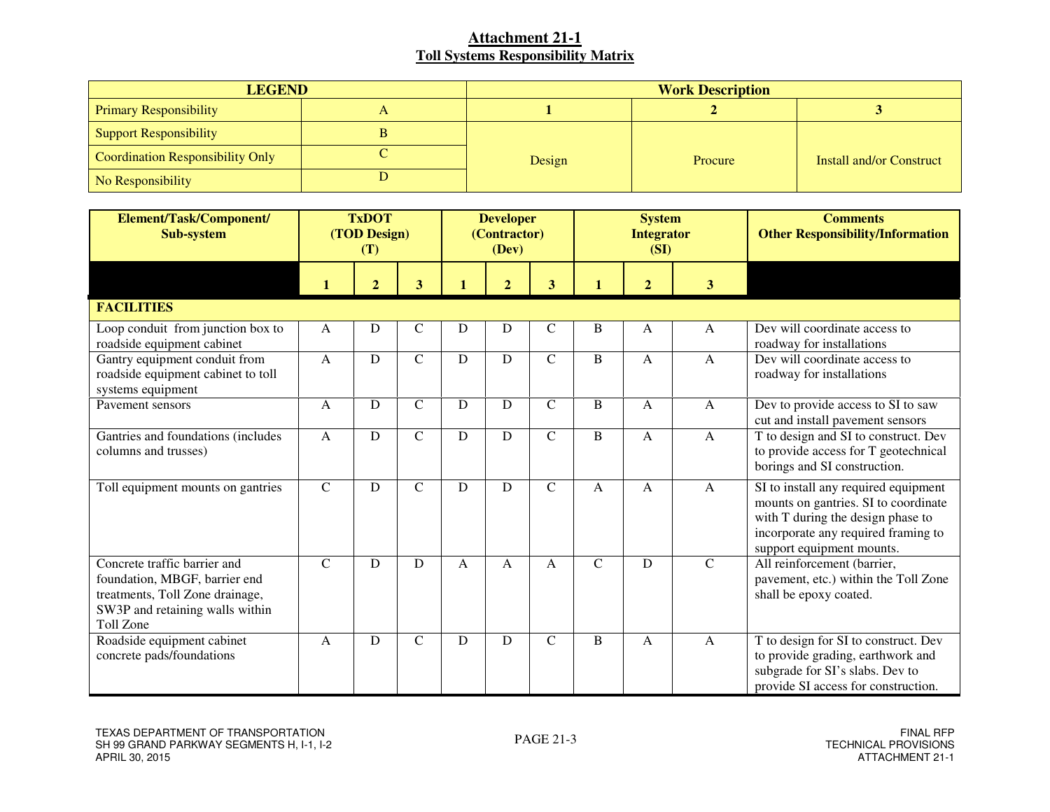## Attachment 21-1
## Toll Systems Responsibility Matrix

| LEGEND | | Work Description | | |
|---|---|---|---|---|
| Primary Responsibility | A | 1 | 2 | 3 |
| Support Responsibility | B | Design | Procure | Install and/or Construct |
| Coordination Responsibility Only | C | | | |
| No Responsibility | D | | | |

| Element/Task/Component/ Sub-system | TxDOT (TOD Design) (T) | | | Developer (Contractor) (Dev) | | | System Integrator (SI) | | | Comments Other Responsibility/Information |
|---|---|---|---|---|---|---|---|---|---|---|
| | 1 | 2 | 3 | 1 | 2 | 3 | 1 | 2 | 3 | |
| **FACILITIES** | | | | | | | | | | |
| Loop conduit from junction box to roadside equipment cabinet | A | D | C | D | D | C | B | A | A | Dev will coordinate access to roadway for installations |
| Gantry equipment conduit from roadside equipment cabinet to toll systems equipment | A | D | C | D | D | C | B | A | A | Dev will coordinate access to roadway for installations |
| Pavement sensors | A | D | C | D | D | C | B | A | A | Dev to provide access to SI to saw cut and install pavement sensors |
| Gantries and foundations (includes columns and trusses) | A | D | C | D | D | C | B | A | A | T to design and SI to construct. Dev to provide access for T geotechnical borings and SI construction. |
| Toll equipment mounts on gantries | C | D | C | D | D | C | A | A | A | SI to install any required equipment mounts on gantries. SI to coordinate with T during the design phase to incorporate any required framing to support equipment mounts. |
| Concrete traffic barrier and foundation, MBGF, barrier end treatments, Toll Zone drainage, SW3P and retaining walls within Toll Zone | C | D | D | A | A | A | C | D | C | All reinforcement (barrier, pavement, etc.) within the Toll Zone shall be epoxy coated. |
| Roadside equipment cabinet concrete pads/foundations | A | D | C | D | D | C | B | A | A | T to design for SI to construct. Dev to provide grading, earthwork and subgrade for SI's slabs. Dev to provide SI access for construction. |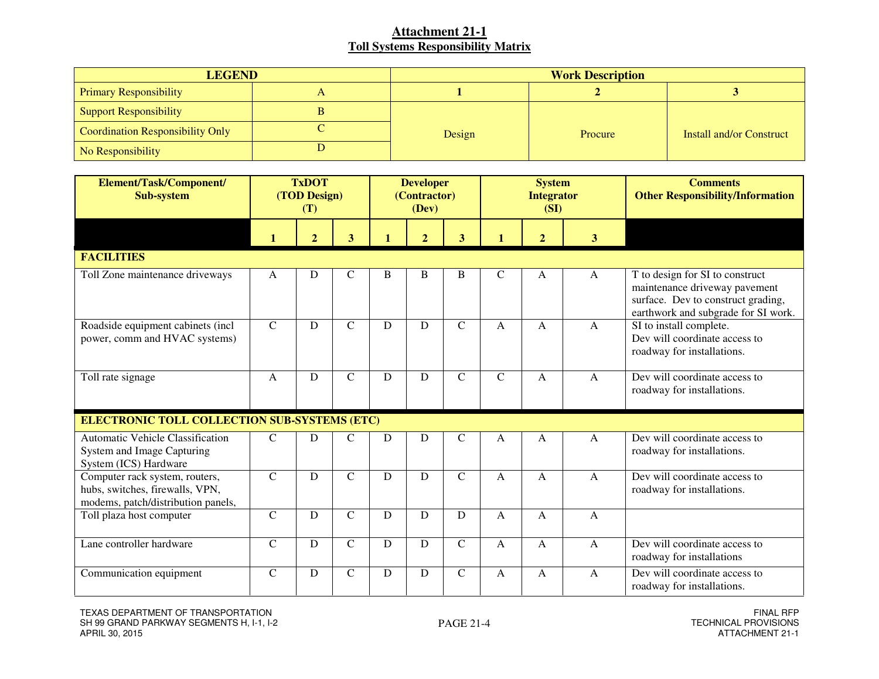# Attachment 21-1
## Toll Systems Responsibility Matrix

| LEGEND | | Work Description | | |
|---|---|---|---|---|
| Primary Responsibility | A | 1 | 2 | 3 |
| Support Responsibility | B | Design | Procure | Install and/or Construct |
| Coordination Responsibility Only | C | | | |
| No Responsibility | D | | | |

| Element/Task/Component/ Sub-system | TxDOT (TOD Design) (T) | | | Developer (Contractor) (Dev) | | | System Integrator (SI) | | | Comments Other Responsibility/Information |
|---|---|---|---|---|---|---|---|---|---|---|
| | 1 | 2 | 3 | 1 | 2 | 3 | 1 | 2 | 3 | |
| **FACILITIES** | | | | | | | | | | |
| Toll Zone maintenance driveways | A | D | C | B | B | B | C | A | A | T to design for SI to construct maintenance driveway pavement surface. Dev to construct grading, earthwork and subgrade for SI work. |
| Roadside equipment cabinets (incl power, comm and HVAC systems) | C | D | C | D | D | C | A | A | A | SI to install complete. Dev will coordinate access to roadway for installations. |
| Toll rate signage | A | D | C | D | D | C | C | A | A | Dev will coordinate access to roadway for installations. |
| **ELECTRONIC TOLL COLLECTION SUB-SYSTEMS (ETC)** | | | | | | | | | | |
| Automatic Vehicle Classification System and Image Capturing System (ICS) Hardware | C | D | C | D | D | C | A | A | A | Dev will coordinate access to roadway for installations. |
| Computer rack system, routers, hubs, switches, firewalls, VPN, modems, patch/distribution panels, | C | D | C | D | D | C | A | A | A | Dev will coordinate access to roadway for installations. |
| Toll plaza host computer | C | D | C | D | D | D | A | A | A | |
| Lane controller hardware | C | D | C | D | D | C | A | A | A | Dev will coordinate access to roadway for installations |
| Communication equipment | C | D | C | D | D | C | A | A | A | Dev will coordinate access to roadway for installations. |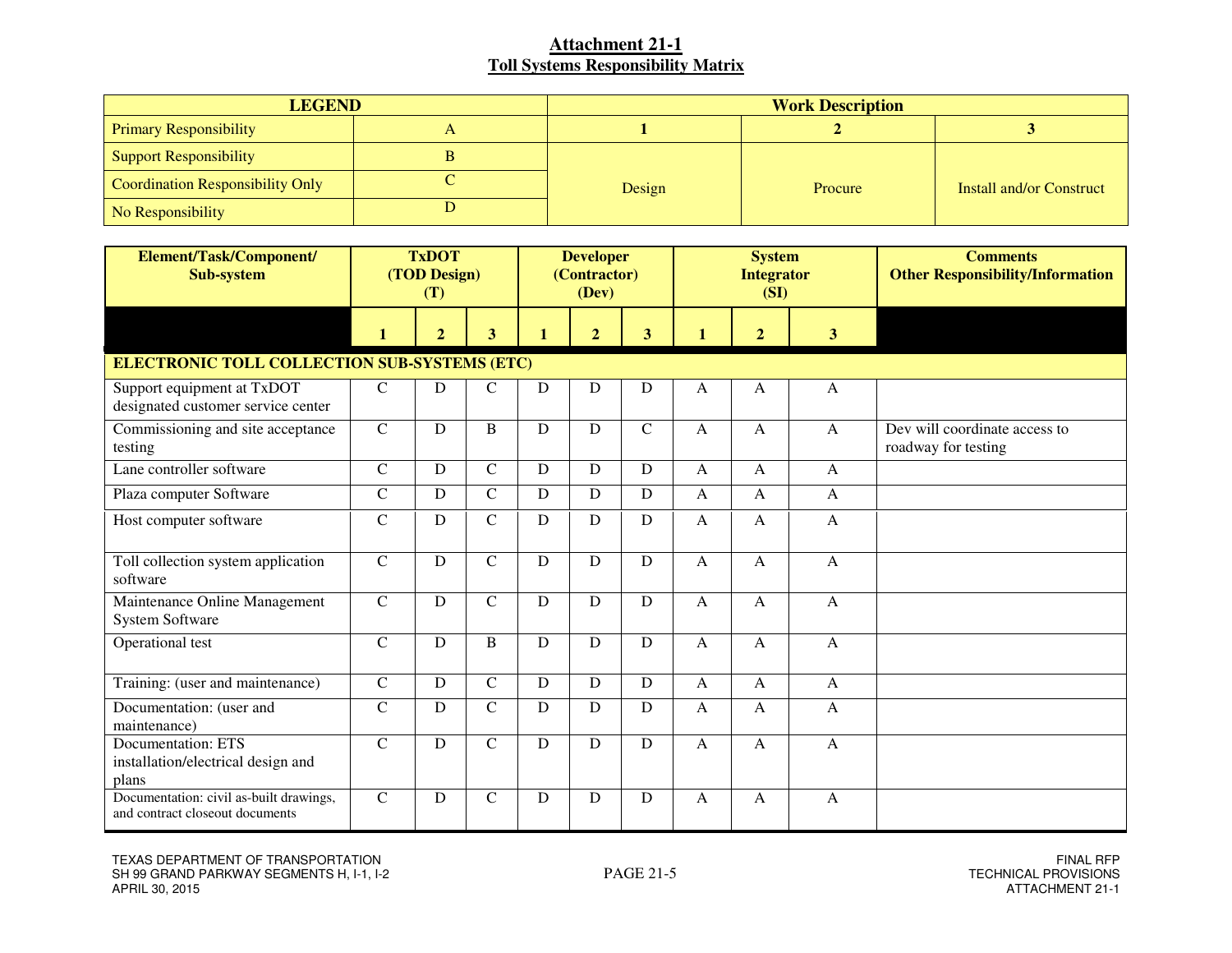## Attachment 21-1
## Toll Systems Responsibility Matrix

| LEGEND | | Work Description | | |
|---|---|---|---|---|
| Primary Responsibility | A | 1 | 2 | 3 |
| Support Responsibility | B | Design | Procure | Install and/or Construct |
| Coordination Responsibility Only | C | | | |
| No Responsibility | D | | | |

| Element/Task/Component/ Sub-system | TxDOT (TOD Design) (T) | | | Developer (Contractor) (Dev) | | | System Integrator (SI) | | | Comments Other Responsibility/Information |
|---|---|---|---|---|---|---|---|---|---|---|
| | 1 | 2 | 3 | 1 | 2 | 3 | 1 | 2 | 3 | |
| **ELECTRONIC TOLL COLLECTION SUB-SYSTEMS (ETC)** | | | | | | | | | | |
| Support equipment at TxDOT designated customer service center | C | D | C | D | D | D | A | A | A | |
| Commissioning and site acceptance testing | C | D | B | D | D | C | A | A | A | Dev will coordinate access to roadway for testing |
| Lane controller software | C | D | C | D | D | D | A | A | A | |
| Plaza computer Software | C | D | C | D | D | D | A | A | A | |
| Host computer software | C | D | C | D | D | D | A | A | A | |
| Toll collection system application software | C | D | C | D | D | D | A | A | A | |
| Maintenance Online Management System Software | C | D | C | D | D | D | A | A | A | |
| Operational test | C | D | B | D | D | D | A | A | A | |
| Training: (user and maintenance) | C | D | C | D | D | D | A | A | A | |
| Documentation: (user and maintenance) | C | D | C | D | D | D | A | A | A | |
| Documentation: ETS installation/electrical design and plans | C | D | C | D | D | D | A | A | A | |
| Documentation: civil as-built drawings, and contract closeout documents | C | D | C | D | D | D | A | A | A | |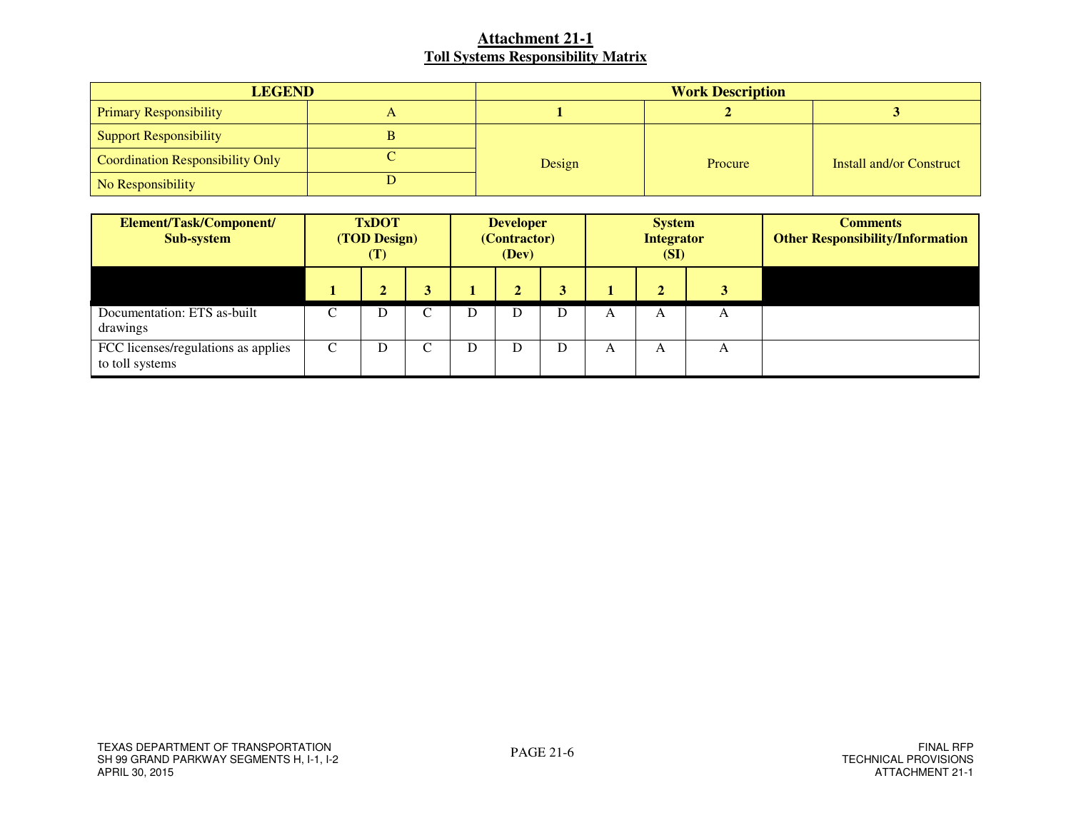**Attachment 21-1**
**Toll Systems Responsibility Matrix**

| LEGEND | | Work Description | | |
|---|---|---|---|---|
| Primary Responsibility | A | 1 | 2 | 3 |
| Support Responsibility | B | Design | Procure | Install and/or Construct |
| Coordination Responsibility Only | C | | | |
| No Responsibility | D | | | |

| Element/Task/Component/ Sub-system | TxDOT (TOD Design) (T) | | | Developer (Contractor) (Dev) | | | System Integrator (SI) | | | Comments Other Responsibility/Information |
|---|---|---|---|---|---|---|---|---|---|---|
| | 1 | 2 | 3 | 1 | 2 | 3 | 1 | 2 | 3 | |
| Documentation: ETS as-built drawings | C | D | C | D | D | D | A | A | A | |
| FCC licenses/regulations as applies to toll systems | C | D | C | D | D | D | A | A | A | |